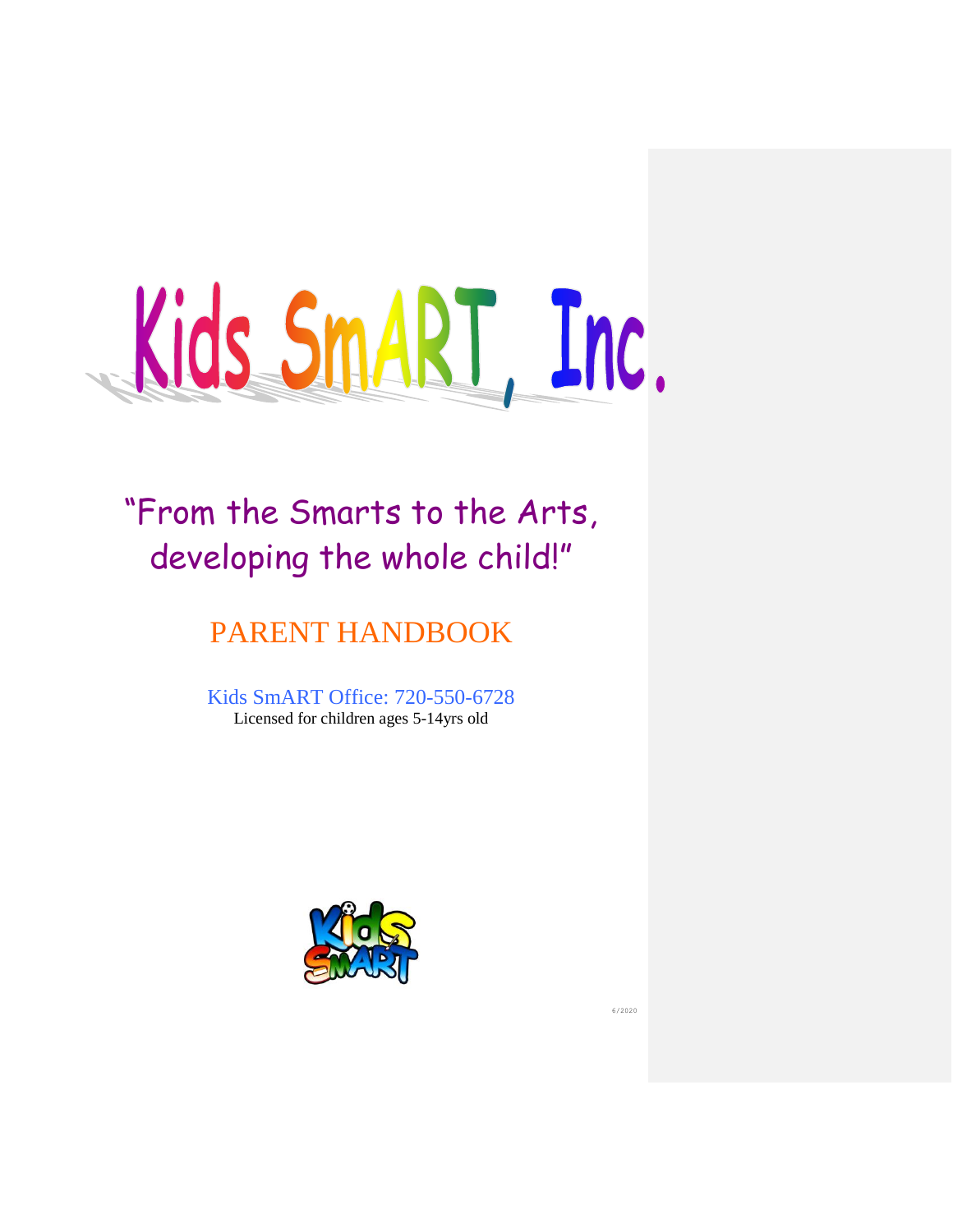# Kids SmART, Inc.

"From the Smarts to the Arts, developing the whole child!"

## PARENT HANDBOOK

Kids SmART Office: 720-550-6728

Licensed for children ages 5-14yrs old

6/2020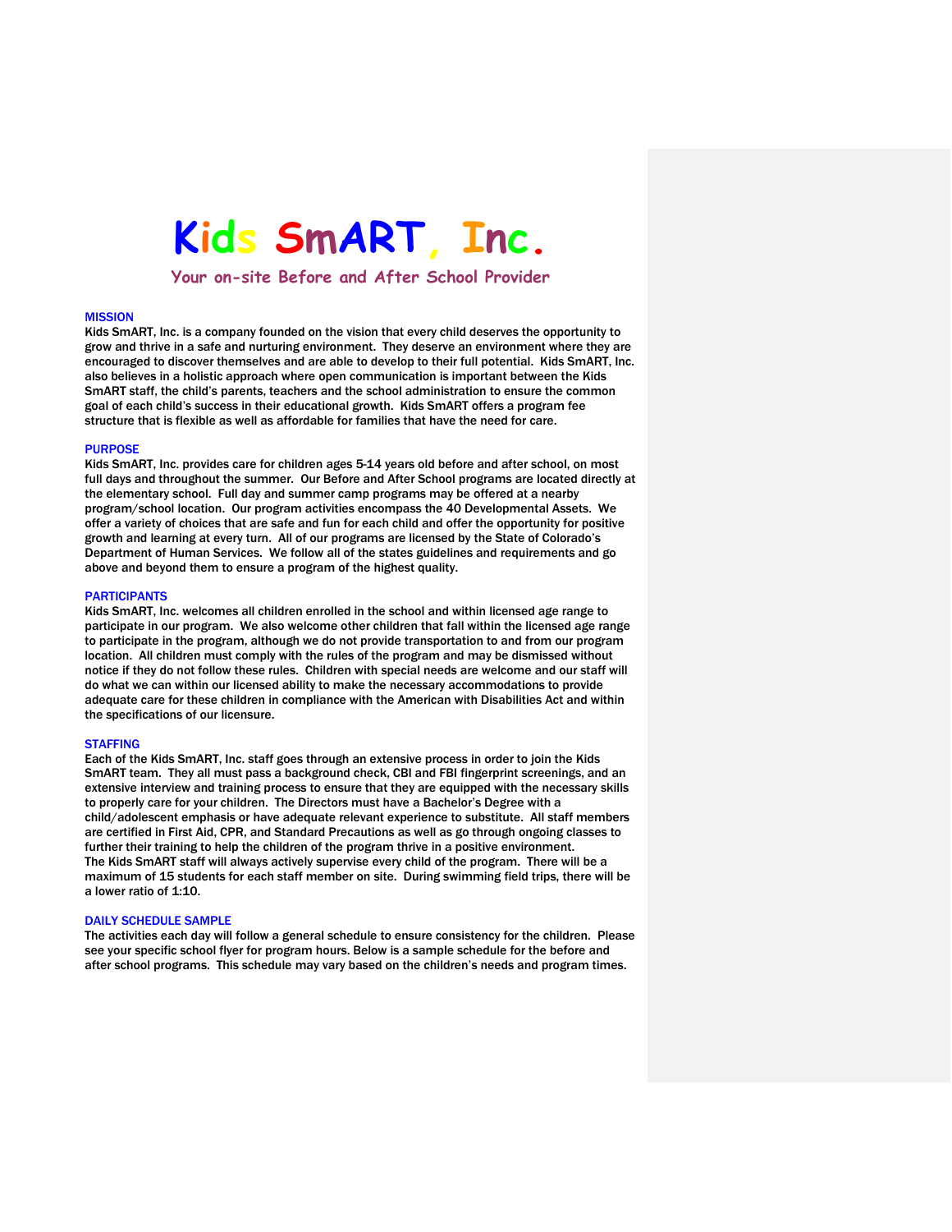# Kids SmART, Inc.

### Your on-site Before and After School Provider

## MISSION

Kids SmART, Inc. is a company founded on the vision that every child deserves the opportunity to grow and thrive in a safe and nurturing environment. They deserve an environment where they are encouraged to discover themselves and are able to develop to their full potential. Kids SmART, Inc. also believes in a holistic approach where open communication is important between the Kids SmART staff, the child's parents, teachers and the school administration to ensure the common goal of each child's success in their educational growth. Kids SmART offers a program fee structure that is flexible as well as affordable for families that have the need for care.

## PURPOSE

Kids SmART, Inc. provides care for children ages 5-14 years old before and after school, on most full days and throughout the summer. Our Before and After School programs are located directly at the elementary school. Full day and summer camp programs may be offered at a nearby program/school location. Our program activities encompass the 40 Developmental Assets. We offer a variety of choices that are safe and fun for each child and offer the opportunity for positive growth and learning at every turn. All of our programs are licensed by the State of Colorado's Department of Human Services. We follow all of the states guidelines and requirements and go above and beyond them to ensure a program of the highest quality.

## PARTICIPANTS

Kids SmART, Inc. welcomes all children enrolled in the school and within licensed age range to participate in our program. We also welcome other children that fall within the licensed age range to participate in the program, although we do not provide transportation to and from our program location. All children must comply with the rules of the program and may be dismissed without notice if they do not follow these rules. Children with special needs are welcome and our staff will do what we can within our licensed ability to make the necessary accommodations to provide adequate care for these children in compliance with the American with Disabilities Act and within the specifications of our licensure.

## STAFFING

Each of the Kids SmART, Inc. staff goes through an extensive process in order to join the Kids SmART team. They all must pass a background check, CBI and FBI fingerprint screenings, and an extensive interview and training process to ensure that they are equipped with the necessary skills to properly care for your children. The Directors must have a Bachelor's Degree with a child/adolescent emphasis or have adequate relevant experience to substitute. All staff members are certified in First Aid, CPR, and Standard Precautions as well as go through ongoing classes to further their training to help the children of the program thrive in a positive environment.
The Kids SmART staff will always actively supervise every child of the program. There will be a maximum of 15 students for each staff member on site. During swimming field trips, there will be a lower ratio of 1:10.

## DAILY SCHEDULE SAMPLE

The activities each day will follow a general schedule to ensure consistency for the children. Please see your specific school flyer for program hours. Below is a sample schedule for the before and after school programs. This schedule may vary based on the children's needs and program times.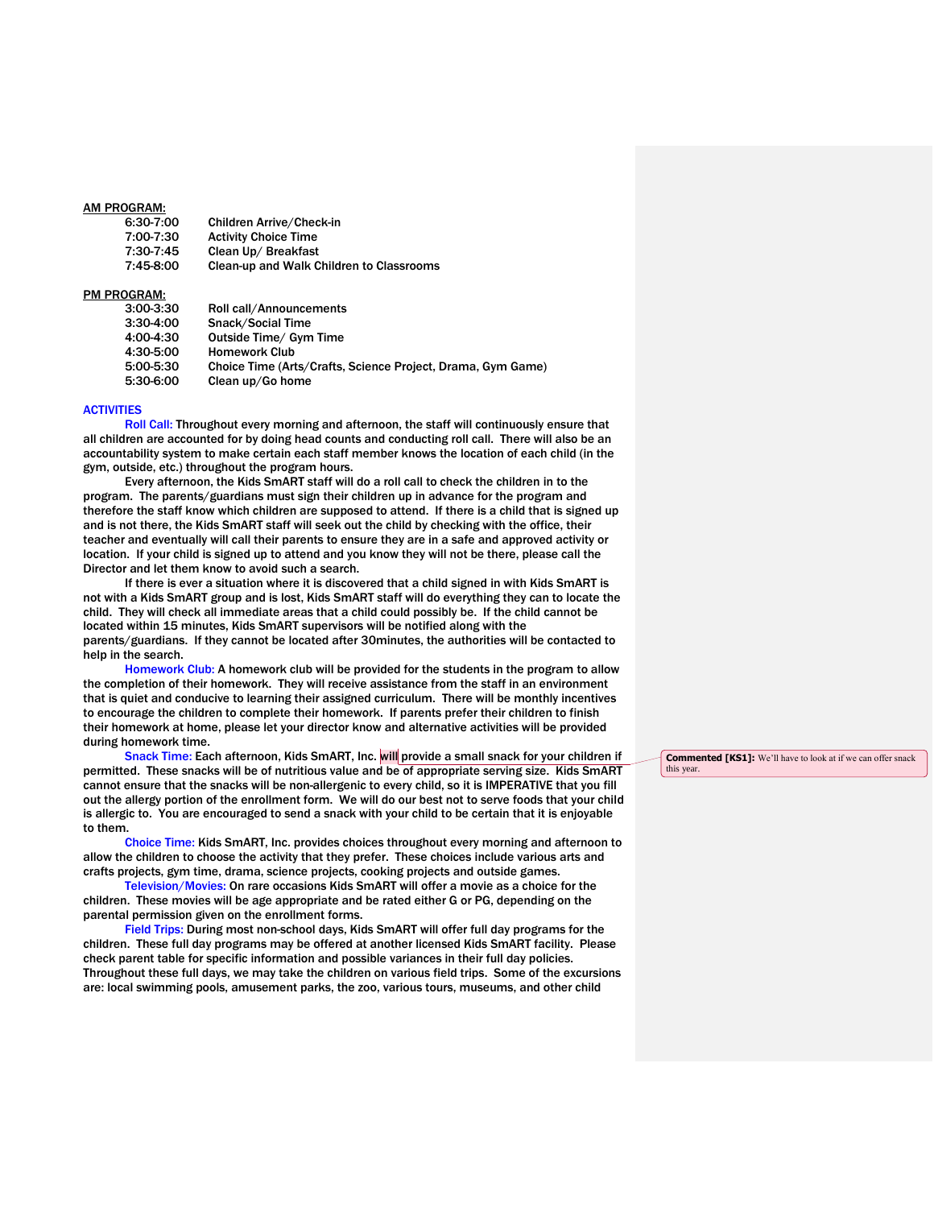**AM PROGRAM:**

| | |
|---|---|
| 6:30-7:00 | Children Arrive/Check-in |
| 7:00-7:30 | Activity Choice Time |
| 7:30-7:45 | Clean Up/ Breakfast |
| 7:45-8:00 | Clean-up and Walk Children to Classrooms |

**PM PROGRAM:**

| | |
|---|---|
| 3:00-3:30 | Roll call/Announcements |
| 3:30-4:00 | Snack/Social Time |
| 4:00-4:30 | Outside Time/ Gym Time |
| 4:30-5:00 | Homework Club |
| 5:00-5:30 | Choice Time (Arts/Crafts, Science Project, Drama, Gym Game) |
| 5:30-6:00 | Clean up/Go home |

## ACTIVITIES

**Roll Call:** Throughout every morning and afternoon, the staff will continuously ensure that all children are accounted for by doing head counts and conducting roll call. There will also be an accountability system to make certain each staff member knows the location of each child (in the gym, outside, etc.) throughout the program hours.

Every afternoon, the Kids SmART staff will do a roll call to check the children in to the program. The parents/guardians must sign their children up in advance for the program and therefore the staff know which children are supposed to attend. If there is a child that is signed up and is not there, the Kids SmART staff will seek out the child by checking with the office, their teacher and eventually will call their parents to ensure they are in a safe and approved activity or location. If your child is signed up to attend and you know they will not be there, please call the Director and let them know to avoid such a search.

If there is ever a situation where it is discovered that a child signed in with Kids SmART is not with a Kids SmART group and is lost, Kids SmART staff will do everything they can to locate the child. They will check all immediate areas that a child could possibly be. If the child cannot be located within 15 minutes, Kids SmART supervisors will be notified along with the parents/guardians. If they cannot be located after 30minutes, the authorities will be contacted to help in the search.

**Homework Club:** A homework club will be provided for the students in the program to allow the completion of their homework. They will receive assistance from the staff in an environment that is quiet and conducive to learning their assigned curriculum. There will be monthly incentives to encourage the children to complete their homework. If parents prefer their children to finish their homework at home, please let your director know and alternative activities will be provided during homework time.

**Snack Time:** Each afternoon, Kids SmART, Inc. will provide a small snack for your children if permitted. These snacks will be of nutritious value and be of appropriate serving size. Kids SmART cannot ensure that the snacks will be non-allergenic to every child, so it is IMPERATIVE that you fill out the allergy portion of the enrollment form. We will do our best not to serve foods that your child is allergic to. You are encouraged to send a snack with your child to be certain that it is enjoyable to them.

> **Commented [KS1]:** We'll have to look at if we can offer snack this year.

**Choice Time:** Kids SmART, Inc. provides choices throughout every morning and afternoon to allow the children to choose the activity that they prefer. These choices include various arts and crafts projects, gym time, drama, science projects, cooking projects and outside games.

**Television/Movies:** On rare occasions Kids SmART will offer a movie as a choice for the children. These movies will be age appropriate and be rated either G or PG, depending on the parental permission given on the enrollment forms.

**Field Trips:** During most non-school days, Kids SmART will offer full day programs for the children. These full day programs may be offered at another licensed Kids SmART facility. Please check parent table for specific information and possible variances in their full day policies. Throughout these full days, we may take the children on various field trips. Some of the excursions are: local swimming pools, amusement parks, the zoo, various tours, museums, and other child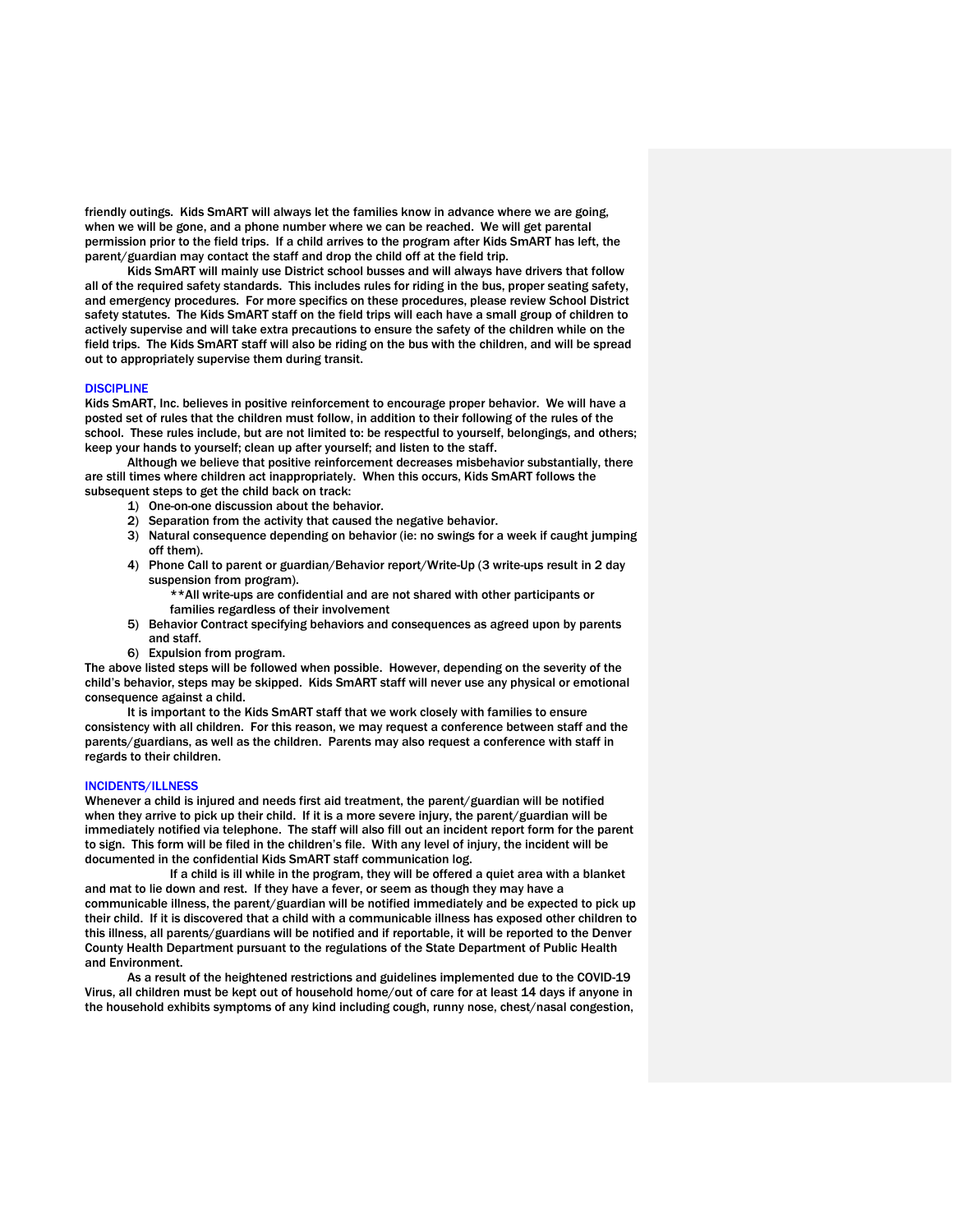friendly outings. Kids SmART will always let the families know in advance where we are going, when we will be gone, and a phone number where we can be reached. We will get parental permission prior to the field trips. If a child arrives to the program after Kids SmART has left, the parent/guardian may contact the staff and drop the child off at the field trip.

Kids SmART will mainly use District school busses and will always have drivers that follow all of the required safety standards. This includes rules for riding in the bus, proper seating safety, and emergency procedures. For more specifics on these procedures, please review School District safety statutes. The Kids SmART staff on the field trips will each have a small group of children to actively supervise and will take extra precautions to ensure the safety of the children while on the field trips. The Kids SmART staff will also be riding on the bus with the children, and will be spread out to appropriately supervise them during transit.

## DISCIPLINE

Kids SmART, Inc. believes in positive reinforcement to encourage proper behavior. We will have a posted set of rules that the children must follow, in addition to their following of the rules of the school. These rules include, but are not limited to: be respectful to yourself, belongings, and others; keep your hands to yourself; clean up after yourself; and listen to the staff.

Although we believe that positive reinforcement decreases misbehavior substantially, there are still times where children act inappropriately. When this occurs, Kids SmART follows the subsequent steps to get the child back on track:

1) One-on-one discussion about the behavior.
2) Separation from the activity that caused the negative behavior.
3) Natural consequence depending on behavior (ie: no swings for a week if caught jumping off them).
4) Phone Call to parent or guardian/Behavior report/Write-Up (3 write-ups result in 2 day suspension from program).
   **All write-ups are confidential and are not shared with other participants or families regardless of their involvement
5) Behavior Contract specifying behaviors and consequences as agreed upon by parents and staff.
6) Expulsion from program.

The above listed steps will be followed when possible. However, depending on the severity of the child's behavior, steps may be skipped. Kids SmART staff will never use any physical or emotional consequence against a child.

It is important to the Kids SmART staff that we work closely with families to ensure consistency with all children. For this reason, we may request a conference between staff and the parents/guardians, as well as the children. Parents may also request a conference with staff in regards to their children.

## INCIDENTS/ILLNESS

Whenever a child is injured and needs first aid treatment, the parent/guardian will be notified when they arrive to pick up their child. If it is a more severe injury, the parent/guardian will be immediately notified via telephone. The staff will also fill out an incident report form for the parent to sign. This form will be filed in the children's file. With any level of injury, the incident will be documented in the confidential Kids SmART staff communication log.

If a child is ill while in the program, they will be offered a quiet area with a blanket and mat to lie down and rest. If they have a fever, or seem as though they may have a communicable illness, the parent/guardian will be notified immediately and be expected to pick up their child. If it is discovered that a child with a communicable illness has exposed other children to this illness, all parents/guardians will be notified and if reportable, it will be reported to the Denver County Health Department pursuant to the regulations of the State Department of Public Health and Environment.

As a result of the heightened restrictions and guidelines implemented due to the COVID-19 Virus, all children must be kept out of household home/out of care for at least 14 days if anyone in the household exhibits symptoms of any kind including cough, runny nose, chest/nasal congestion,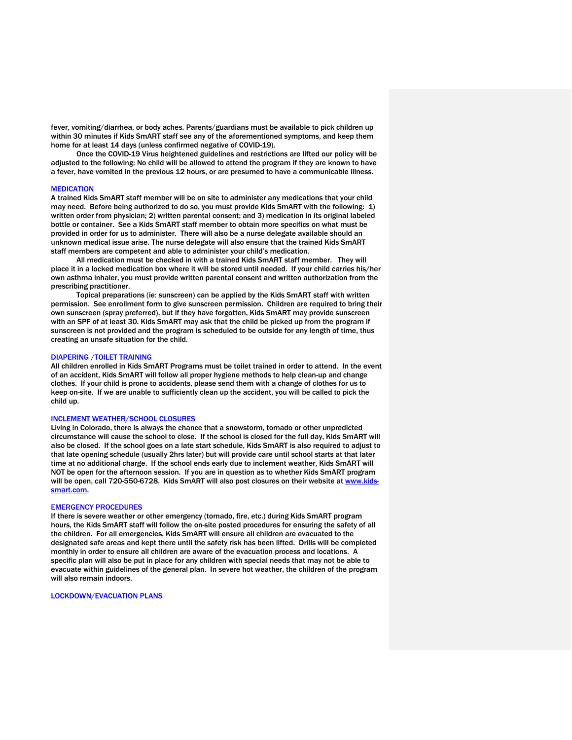fever, vomiting/diarrhea, or body aches. Parents/guardians must be available to pick children up within 30 minutes if Kids SmART staff see any of the aforementioned symptoms, and keep them home for at least 14 days (unless confirmed negative of COVID-19).

Once the COVID-19 Virus heightened guidelines and restrictions are lifted our policy will be adjusted to the following: No child will be allowed to attend the program if they are known to have a fever, have vomited in the previous 12 hours, or are presumed to have a communicable illness.

## MEDICATION

A trained Kids SmART staff member will be on site to administer any medications that your child may need. Before being authorized to do so, you must provide Kids SmART with the following: 1) written order from physician; 2) written parental consent; and 3) medication in its original labeled bottle or container. See a Kids SmART staff member to obtain more specifics on what must be provided in order for us to administer. There will also be a nurse delegate available should an unknown medical issue arise. The nurse delegate will also ensure that the trained Kids SmART staff members are competent and able to administer your child's medication.

All medication must be checked in with a trained Kids SmART staff member. They will place it in a locked medication box where it will be stored until needed. If your child carries his/her own asthma inhaler, you must provide written parental consent and written authorization from the prescribing practitioner.

Topical preparations (ie: sunscreen) can be applied by the Kids SmART staff with written permission. See enrollment form to give sunscreen permission. Children are required to bring their own sunscreen (spray preferred), but if they have forgotten, Kids SmART may provide sunscreen with an SPF of at least 30. Kids SmART may ask that the child be picked up from the program if sunscreen is not provided and the program is scheduled to be outside for any length of time, thus creating an unsafe situation for the child.

## DIAPERING /TOILET TRAINING

All children enrolled in Kids SmART Programs must be toilet trained in order to attend. In the event of an accident, Kids SmART will follow all proper hygiene methods to help clean-up and change clothes. If your child is prone to accidents, please send them with a change of clothes for us to keep on-site. If we are unable to sufficiently clean up the accident, you will be called to pick the child up.

## INCLEMENT WEATHER/SCHOOL CLOSURES

Living in Colorado, there is always the chance that a snowstorm, tornado or other unpredicted circumstance will cause the school to close. If the school is closed for the full day, Kids SmART will also be closed. If the school goes on a late start schedule, Kids SmART is also required to adjust to that late opening schedule (usually 2hrs later) but will provide care until school starts at that later time at no additional charge. If the school ends early due to inclement weather, Kids SmART will NOT be open for the afternoon session. If you are in question as to whether Kids SmART program will be open, call 720-550-6728. Kids SmART will also post closures on their website at [www.kids-smart.com](http://www.kids-smart.com).

## EMERGENCY PROCEDURES

If there is severe weather or other emergency (tornado, fire, etc.) during Kids SmART program hours, the Kids SmART staff will follow the on-site posted procedures for ensuring the safety of all the children. For all emergencies, Kids SmART will ensure all children are evacuated to the designated safe areas and kept there until the safety risk has been lifted. Drills will be completed monthly in order to ensure all children are aware of the evacuation process and locations. A specific plan will also be put in place for any children with special needs that may not be able to evacuate within guidelines of the general plan. In severe hot weather, the children of the program will also remain indoors.

## LOCKDOWN/EVACUATION PLANS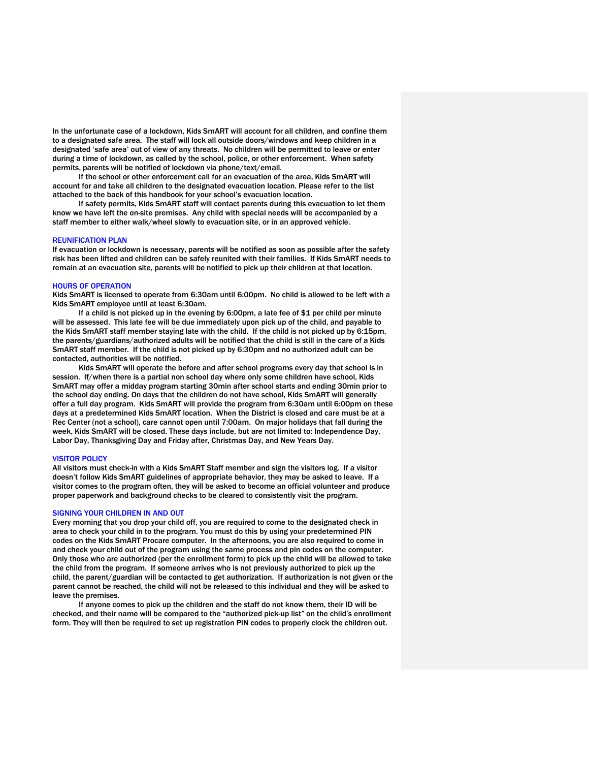In the unfortunate case of a lockdown, Kids SmART will account for all children, and confine them to a designated safe area. The staff will lock all outside doors/windows and keep children in a designated 'safe area' out of view of any threats. No children will be permitted to leave or enter during a time of lockdown, as called by the school, police, or other enforcement. When safety permits, parents will be notified of lockdown via phone/text/email.

If the school or other enforcement call for an evacuation of the area, Kids SmART will account for and take all children to the designated evacuation location. Please refer to the list attached to the back of this handbook for your school's evacuation location.

If safety permits, Kids SmART staff will contact parents during this evacuation to let them know we have left the on-site premises. Any child with special needs will be accompanied by a staff member to either walk/wheel slowly to evacuation site, or in an approved vehicle.

### REUNIFICATION PLAN

If evacuation or lockdown is necessary, parents will be notified as soon as possible after the safety risk has been lifted and children can be safely reunited with their families. If Kids SmART needs to remain at an evacuation site, parents will be notified to pick up their children at that location.

### HOURS OF OPERATION

Kids SmART is licensed to operate from 6:30am until 6:00pm. No child is allowed to be left with a Kids SmART employee until at least 6:30am.

If a child is not picked up in the evening by 6:00pm, a late fee of $1 per child per minute will be assessed. This late fee will be due immediately upon pick up of the child, and payable to the Kids SmART staff member staying late with the child. If the child is not picked up by 6:15pm, the parents/guardians/authorized adults will be notified that the child is still in the care of a Kids SmART staff member. If the child is not picked up by 6:30pm and no authorized adult can be contacted, authorities will be notified.

Kids SmART will operate the before and after school programs every day that school is in session. If/when there is a partial non school day where only some children have school, Kids SmART may offer a midday program starting 30min after school starts and ending 30min prior to the school day ending. On days that the children do not have school, Kids SmART will generally offer a full day program. Kids SmART will provide the program from 6:30am until 6:00pm on these days at a predetermined Kids SmART location. When the District is closed and care must be at a Rec Center (not a school), care cannot open until 7:00am. On major holidays that fall during the week, Kids SmART will be closed. These days include, but are not limited to: Independence Day, Labor Day, Thanksgiving Day and Friday after, Christmas Day, and New Years Day.

### VISITOR POLICY

All visitors must check-in with a Kids SmART Staff member and sign the visitors log. If a visitor doesn't follow Kids SmART guidelines of appropriate behavior, they may be asked to leave. If a visitor comes to the program often, they will be asked to become an official volunteer and produce proper paperwork and background checks to be cleared to consistently visit the program.

### SIGNING YOUR CHILDREN IN AND OUT

Every morning that you drop your child off, you are required to come to the designated check in area to check your child in to the program. You must do this by using your predetermined PIN codes on the Kids SmART Procare computer. In the afternoons, you are also required to come in and check your child out of the program using the same process and pin codes on the computer. Only those who are authorized (per the enrollment form) to pick up the child will be allowed to take the child from the program. If someone arrives who is not previously authorized to pick up the child, the parent/guardian will be contacted to get authorization. If authorization is not given or the parent cannot be reached, the child will not be released to this individual and they will be asked to leave the premises.

If anyone comes to pick up the children and the staff do not know them, their ID will be checked, and their name will be compared to the "authorized pick-up list" on the child's enrollment form. They will then be required to set up registration PIN codes to properly clock the children out.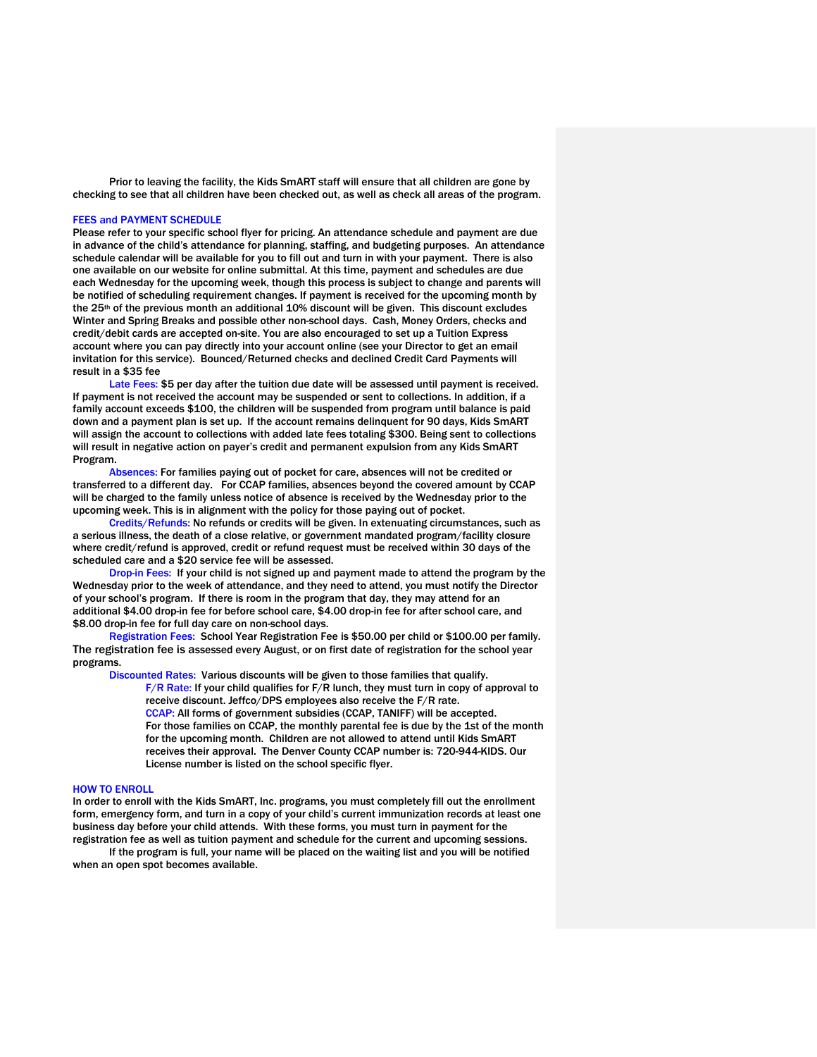Prior to leaving the facility, the Kids SmART staff will ensure that all children are gone by checking to see that all children have been checked out, as well as check all areas of the program.

## FEES and PAYMENT SCHEDULE

Please refer to your specific school flyer for pricing. An attendance schedule and payment are due in advance of the child's attendance for planning, staffing, and budgeting purposes. An attendance schedule calendar will be available for you to fill out and turn in with your payment. There is also one available on our website for online submittal. At this time, payment and schedules are due each Wednesday for the upcoming week, though this process is subject to change and parents will be notified of scheduling requirement changes. If payment is received for the upcoming month by the 25th of the previous month an additional 10% discount will be given. This discount excludes Winter and Spring Breaks and possible other non-school days. Cash, Money Orders, checks and credit/debit cards are accepted on-site. You are also encouraged to set up a Tuition Express account where you can pay directly into your account online (see your Director to get an email invitation for this service). Bounced/Returned checks and declined Credit Card Payments will result in a $35 fee

**Late Fees:** $5 per day after the tuition due date will be assessed until payment is received. If payment is not received the account may be suspended or sent to collections. In addition, if a family account exceeds $100, the children will be suspended from program until balance is paid down and a payment plan is set up. If the account remains delinquent for 90 days, Kids SmART will assign the account to collections with added late fees totaling $300. Being sent to collections will result in negative action on payer's credit and permanent expulsion from any Kids SmART Program.

**Absences:** For families paying out of pocket for care, absences will not be credited or transferred to a different day. For CCAP families, absences beyond the covered amount by CCAP will be charged to the family unless notice of absence is received by the Wednesday prior to the upcoming week. This is in alignment with the policy for those paying out of pocket.

**Credits/Refunds:** No refunds or credits will be given. In extenuating circumstances, such as a serious illness, the death of a close relative, or government mandated program/facility closure where credit/refund is approved, credit or refund request must be received within 30 days of the scheduled care and a $20 service fee will be assessed.

**Drop-in Fees:** If your child is not signed up and payment made to attend the program by the Wednesday prior to the week of attendance, and they need to attend, you must notify the Director of your school's program. If there is room in the program that day, they may attend for an additional $4.00 drop-in fee for before school care, $4.00 drop-in fee for after school care, and $8.00 drop-in fee for full day care on non-school days.

**Registration Fees:** School Year Registration Fee is $50.00 per child or $100.00 per family. The registration fee is assessed every August, or on first date of registration for the school year programs.

**Discounted Rates:** Various discounts will be given to those families that qualify.

> **F/R Rate:** If your child qualifies for F/R lunch, they must turn in copy of approval to receive discount. Jeffco/DPS employees also receive the F/R rate.
>
> **CCAP:** All forms of government subsidies (CCAP, TANIFF) will be accepted. For those families on CCAP, the monthly parental fee is due by the 1st of the month for the upcoming month. Children are not allowed to attend until Kids SmART receives their approval. The Denver County CCAP number is: 720-944-KIDS. Our License number is listed on the school specific flyer.

## HOW TO ENROLL

In order to enroll with the Kids SmART, Inc. programs, you must completely fill out the enrollment form, emergency form, and turn in a copy of your child's current immunization records at least one business day before your child attends. With these forms, you must turn in payment for the registration fee as well as tuition payment and schedule for the current and upcoming sessions.

If the program is full, your name will be placed on the waiting list and you will be notified when an open spot becomes available.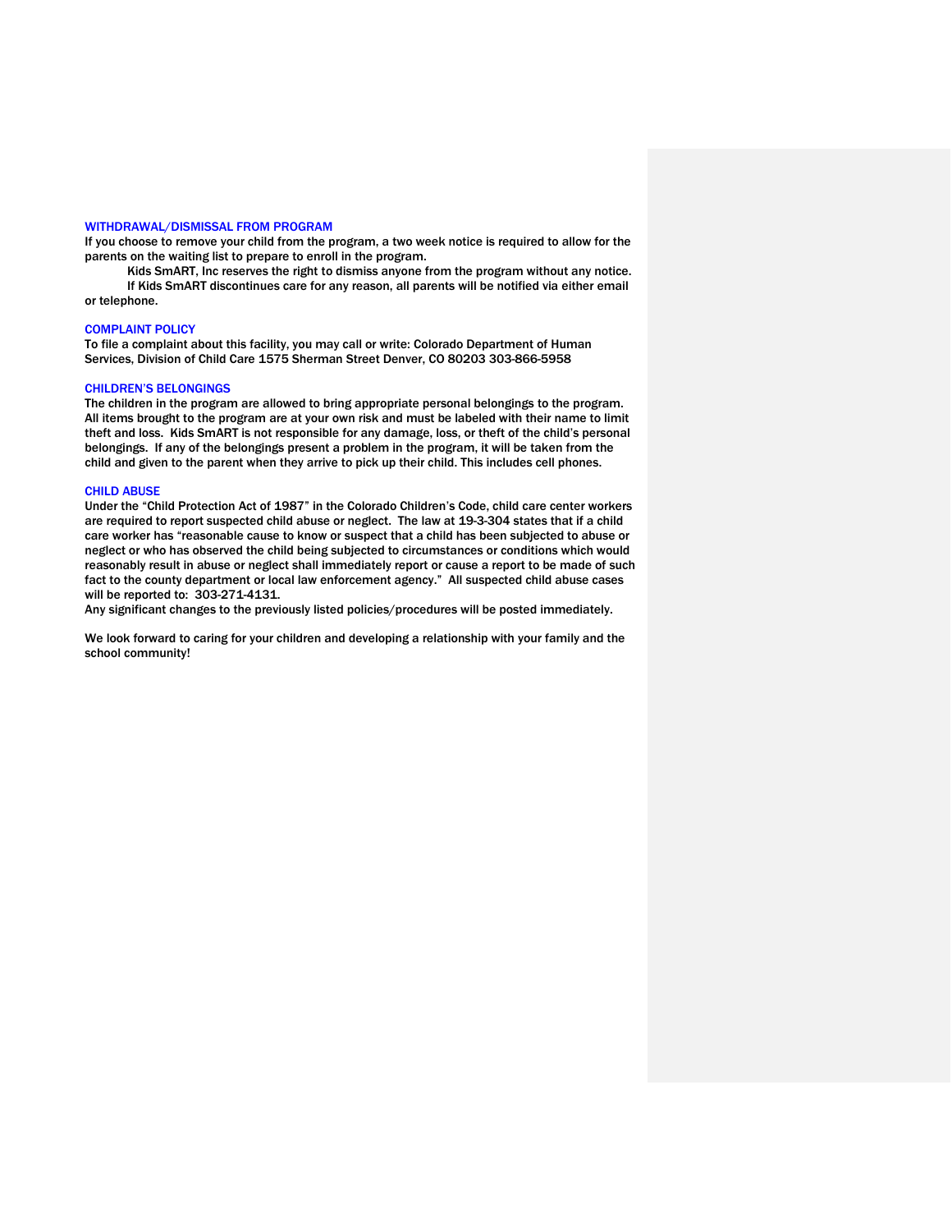## WITHDRAWAL/DISMISSAL FROM PROGRAM

If you choose to remove your child from the program, a two week notice is required to allow for the parents on the waiting list to prepare to enroll in the program.

Kids SmART, Inc reserves the right to dismiss anyone from the program without any notice.

If Kids SmART discontinues care for any reason, all parents will be notified via either email or telephone.

## COMPLAINT POLICY

To file a complaint about this facility, you may call or write: Colorado Department of Human Services, Division of Child Care 1575 Sherman Street Denver, CO 80203 303-866-5958

## CHILDREN'S BELONGINGS

The children in the program are allowed to bring appropriate personal belongings to the program. All items brought to the program are at your own risk and must be labeled with their name to limit theft and loss. Kids SmART is not responsible for any damage, loss, or theft of the child's personal belongings. If any of the belongings present a problem in the program, it will be taken from the child and given to the parent when they arrive to pick up their child. This includes cell phones.

## CHILD ABUSE

Under the "Child Protection Act of 1987" in the Colorado Children's Code, child care center workers are required to report suspected child abuse or neglect. The law at 19-3-304 states that if a child care worker has "reasonable cause to know or suspect that a child has been subjected to abuse or neglect or who has observed the child being subjected to circumstances or conditions which would reasonably result in abuse or neglect shall immediately report or cause a report to be made of such fact to the county department or local law enforcement agency." All suspected child abuse cases will be reported to: 303-271-4131.

Any significant changes to the previously listed policies/procedures will be posted immediately.

We look forward to caring for your children and developing a relationship with your family and the school community!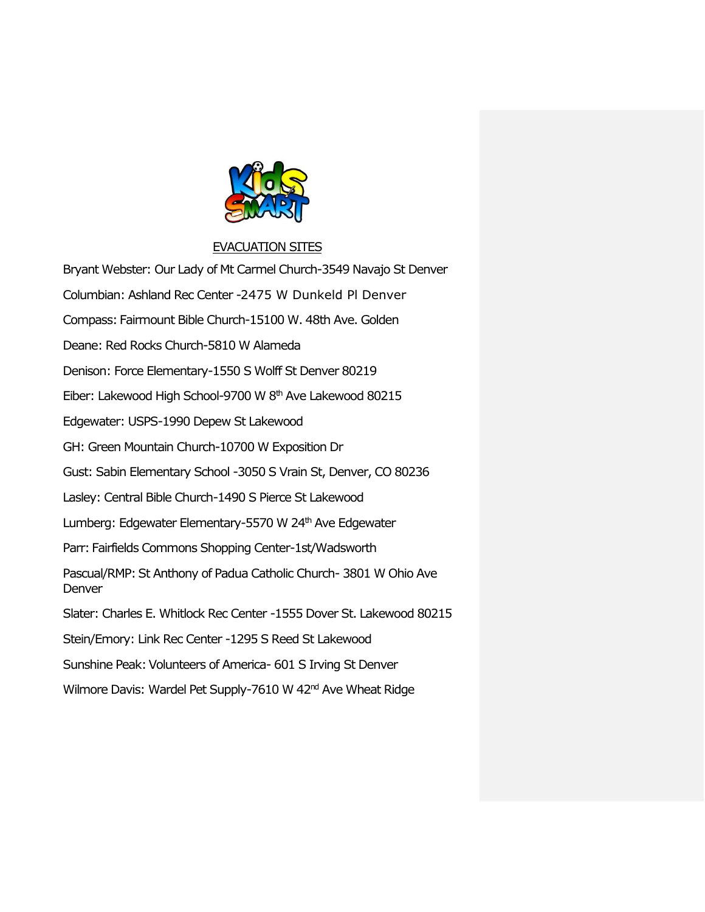## EVACUATION SITES

Bryant Webster: Our Lady of Mt Carmel Church-3549 Navajo St Denver

Columbian: Ashland Rec Center -2475 W Dunkeld Pl Denver

Compass: Fairmount Bible Church-15100 W. 48th Ave. Golden

Deane: Red Rocks Church-5810 W Alameda

Denison: Force Elementary-1550 S Wolff St Denver 80219

Eiber: Lakewood High School-9700 W 8th Ave Lakewood 80215

Edgewater: USPS-1990 Depew St Lakewood

GH: Green Mountain Church-10700 W Exposition Dr

Gust: Sabin Elementary School -3050 S Vrain St, Denver, CO 80236

Lasley: Central Bible Church-1490 S Pierce St Lakewood

Lumberg: Edgewater Elementary-5570 W 24th Ave Edgewater

Parr: Fairfields Commons Shopping Center-1st/Wadsworth

Pascual/RMP: St Anthony of Padua Catholic Church- 3801 W Ohio Ave Denver

Slater: Charles E. Whitlock Rec Center -1555 Dover St. Lakewood 80215

Stein/Emory: Link Rec Center -1295 S Reed St Lakewood

Sunshine Peak: Volunteers of America- 601 S Irving St Denver

Wilmore Davis: Wardel Pet Supply-7610 W 42nd Ave Wheat Ridge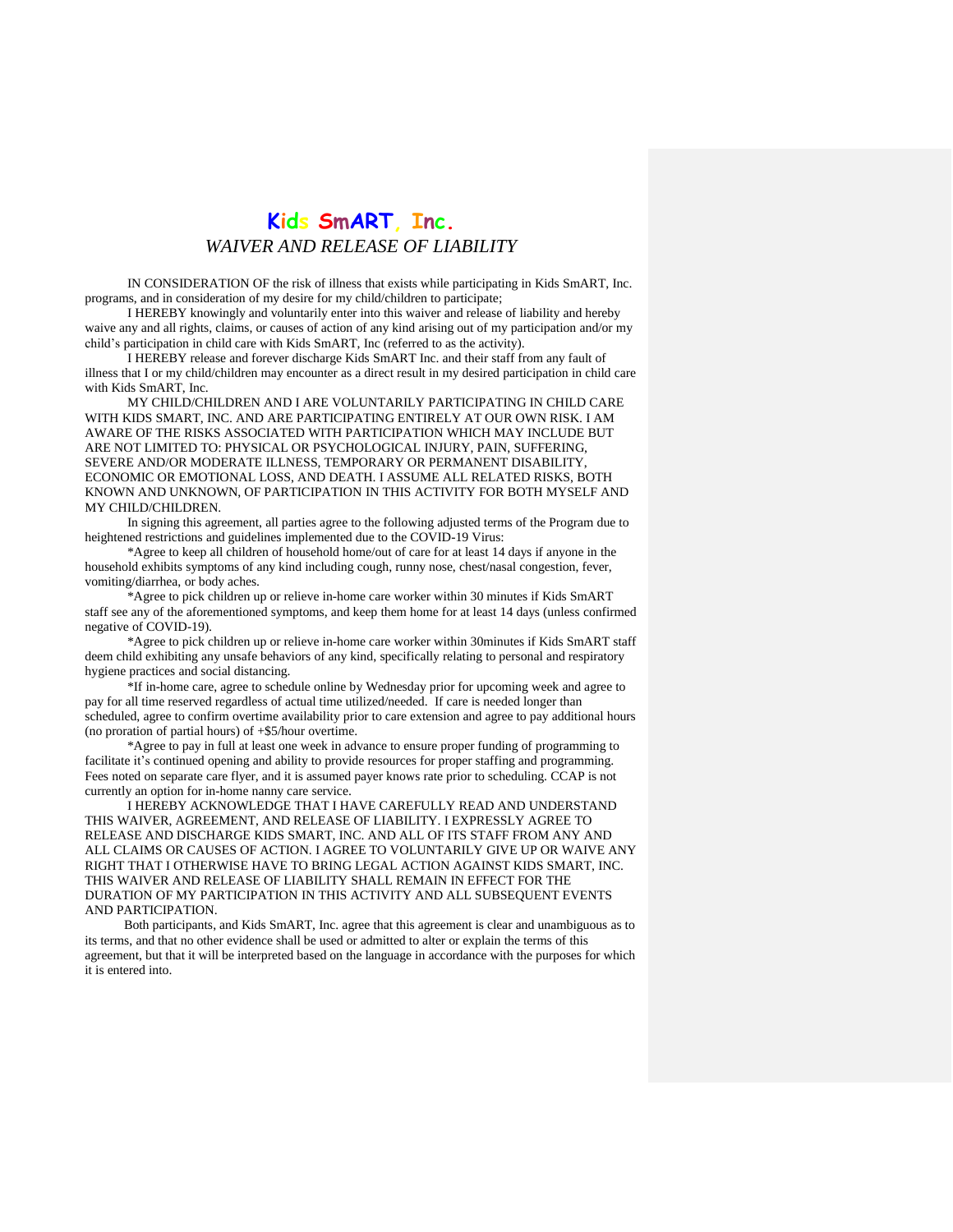# Kids SmART, Inc.

## *WAIVER AND RELEASE OF LIABILITY*

IN CONSIDERATION OF the risk of illness that exists while participating in Kids SmART, Inc. programs, and in consideration of my desire for my child/children to participate;

I HEREBY knowingly and voluntarily enter into this waiver and release of liability and hereby waive any and all rights, claims, or causes of action of any kind arising out of my participation and/or my child's participation in child care with Kids SmART, Inc (referred to as the activity).

I HEREBY release and forever discharge Kids SmART Inc. and their staff from any fault of illness that I or my child/children may encounter as a direct result in my desired participation in child care with Kids SmART, Inc.

MY CHILD/CHILDREN AND I ARE VOLUNTARILY PARTICIPATING IN CHILD CARE WITH KIDS SMART, INC. AND ARE PARTICIPATING ENTIRELY AT OUR OWN RISK. I AM AWARE OF THE RISKS ASSOCIATED WITH PARTICIPATION WHICH MAY INCLUDE BUT ARE NOT LIMITED TO: PHYSICAL OR PSYCHOLOGICAL INJURY, PAIN, SUFFERING, SEVERE AND/OR MODERATE ILLNESS, TEMPORARY OR PERMANENT DISABILITY, ECONOMIC OR EMOTIONAL LOSS, AND DEATH. I ASSUME ALL RELATED RISKS, BOTH KNOWN AND UNKNOWN, OF PARTICIPATION IN THIS ACTIVITY FOR BOTH MYSELF AND MY CHILD/CHILDREN.

In signing this agreement, all parties agree to the following adjusted terms of the Program due to heightened restrictions and guidelines implemented due to the COVID-19 Virus:

*Agree to keep all children of household home/out of care for at least 14 days if anyone in the household exhibits symptoms of any kind including cough, runny nose, chest/nasal congestion, fever, vomiting/diarrhea, or body aches.

*Agree to pick children up or relieve in-home care worker within 30 minutes if Kids SmART staff see any of the aforementioned symptoms, and keep them home for at least 14 days (unless confirmed negative of COVID-19).

*Agree to pick children up or relieve in-home care worker within 30minutes if Kids SmART staff deem child exhibiting any unsafe behaviors of any kind, specifically relating to personal and respiratory hygiene practices and social distancing.

*If in-home care, agree to schedule online by Wednesday prior for upcoming week and agree to pay for all time reserved regardless of actual time utilized/needed. If care is needed longer than scheduled, agree to confirm overtime availability prior to care extension and agree to pay additional hours (no proration of partial hours) of +$5/hour overtime.

*Agree to pay in full at least one week in advance to ensure proper funding of programming to facilitate it's continued opening and ability to provide resources for proper staffing and programming. Fees noted on separate care flyer, and it is assumed payer knows rate prior to scheduling. CCAP is not currently an option for in-home nanny care service.

I HEREBY ACKNOWLEDGE THAT I HAVE CAREFULLY READ AND UNDERSTAND THIS WAIVER, AGREEMENT, AND RELEASE OF LIABILITY. I EXPRESSLY AGREE TO RELEASE AND DISCHARGE KIDS SMART, INC. AND ALL OF ITS STAFF FROM ANY AND ALL CLAIMS OR CAUSES OF ACTION. I AGREE TO VOLUNTARILY GIVE UP OR WAIVE ANY RIGHT THAT I OTHERWISE HAVE TO BRING LEGAL ACTION AGAINST KIDS SMART, INC. THIS WAIVER AND RELEASE OF LIABILITY SHALL REMAIN IN EFFECT FOR THE DURATION OF MY PARTICIPATION IN THIS ACTIVITY AND ALL SUBSEQUENT EVENTS AND PARTICIPATION.

Both participants, and Kids SmART, Inc. agree that this agreement is clear and unambiguous as to its terms, and that no other evidence shall be used or admitted to alter or explain the terms of this agreement, but that it will be interpreted based on the language in accordance with the purposes for which it is entered into.